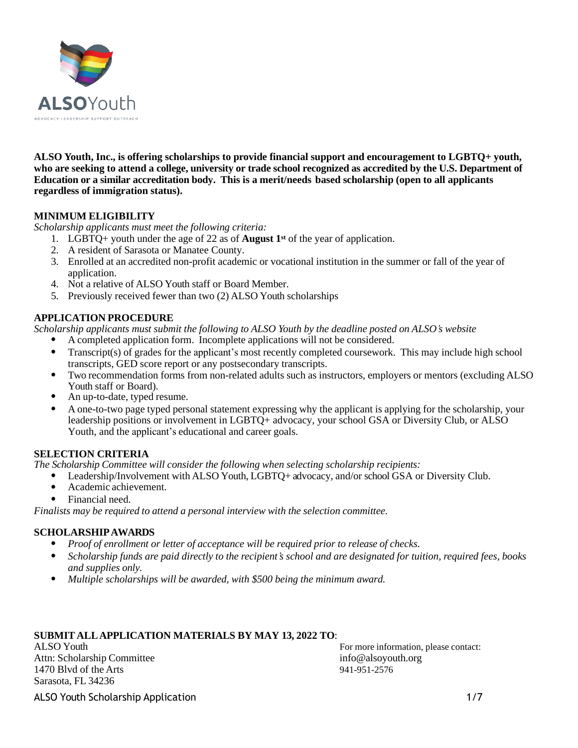**ALSO Youth**

ADVOCACY·LEADERSHIP·SUPPORT·OUTREACH

**ALSO Youth, Inc., is offering scholarships to provide financial support and encouragement to LGBTQ+ youth, who are seeking to attend a college, university or trade school recognized as accredited by the U.S. Department of Education or a similar accreditation body. This is a merit/needs based scholarship (open to all applicants regardless of immigration status).**

## MINIMUM ELIGIBILITY

*Scholarship applicants must meet the following criteria:*

1. LGBTQ+ youth under the age of 22 as of **August 1st** of the year of application.
2. A resident of Sarasota or Manatee County.
3. Enrolled at an accredited non-profit academic or vocational institution in the summer or fall of the year of application.
4. Not a relative of ALSO Youth staff or Board Member.
5. Previously received fewer than two (2) ALSO Youth scholarships

## APPLICATION PROCEDURE

*Scholarship applicants must submit the following to ALSO Youth by the deadline posted on ALSO's website*

- A completed application form. Incomplete applications will not be considered.
- Transcript(s) of grades for the applicant's most recently completed coursework. This may include high school transcripts, GED score report or any postsecondary transcripts.
- Two recommendation forms from non-related adults such as instructors, employers or mentors (excluding ALSO Youth staff or Board).
- An up-to-date, typed resume.
- A one-to-two page typed personal statement expressing why the applicant is applying for the scholarship, your leadership positions or involvement in LGBTQ+ advocacy, your school GSA or Diversity Club, or ALSO Youth, and the applicant's educational and career goals.

## SELECTION CRITERIA

*The Scholarship Committee will consider the following when selecting scholarship recipients:*

- Leadership/Involvement with ALSO Youth, LGBTQ+ advocacy, and/or school GSA or Diversity Club.
- Academic achievement.
- Financial need.

*Finalists may be required to attend a personal interview with the selection committee.*

## SCHOLARSHIP AWARDS

- *Proof of enrollment or letter of acceptance will be required prior to release of checks.*
- *Scholarship funds are paid directly to the recipient's school and are designated for tuition, required fees, books and supplies only.*
- *Multiple scholarships will be awarded, with $500 being the minimum award.*

**SUBMIT ALL APPLICATION MATERIALS BY MAY 13, 2022 TO**:

ALSO Youth
Attn: Scholarship Committee
1470 Blvd of the Arts
Sarasota, FL 34236

For more information, please contact:
info@alsoyouth.org
941-951-2576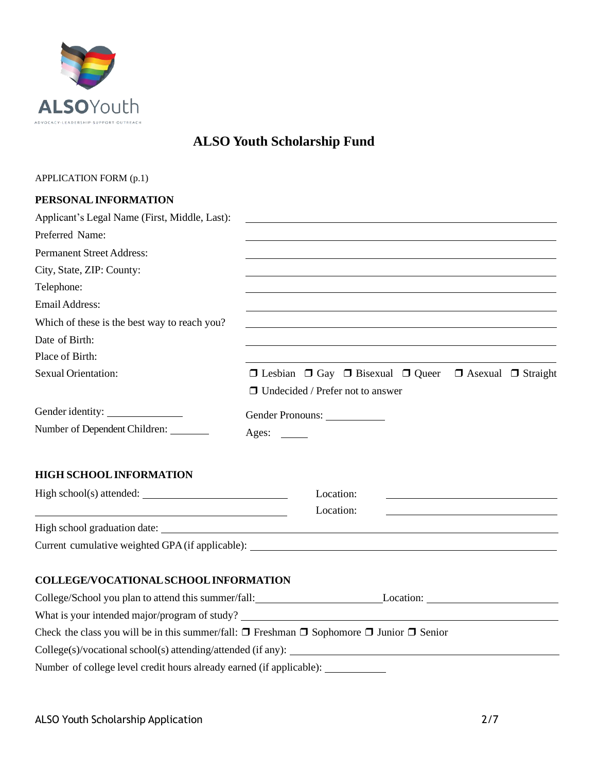ALSOYouth

ADVOCACY·LEADERSHIP·SUPPORT·OUTREACH

# ALSO Youth Scholarship Fund

APPLICATION FORM (p.1)

## PERSONAL INFORMATION

Applicant's Legal Name (First, Middle, Last): \_\_\_\_\_\_\_\_\_\_\_\_\_\_\_\_\_\_\_\_

Preferred Name: \_\_\_\_\_\_\_\_\_\_\_\_\_\_\_\_\_\_\_\_

Permanent Street Address: \_\_\_\_\_\_\_\_\_\_\_\_\_\_\_\_\_\_\_\_

City, State, ZIP: County: \_\_\_\_\_\_\_\_\_\_\_\_\_\_\_\_\_\_\_\_

Telephone: \_\_\_\_\_\_\_\_\_\_\_\_\_\_\_\_\_\_\_\_

Email Address: \_\_\_\_\_\_\_\_\_\_\_\_\_\_\_\_\_\_\_\_

Which of these is the best way to reach you? \_\_\_\_\_\_\_\_\_\_\_\_\_\_\_\_\_\_\_\_

Date of Birth: \_\_\_\_\_\_\_\_\_\_\_\_\_\_\_\_\_\_\_\_

Place of Birth: \_\_\_\_\_\_\_\_\_\_\_\_\_\_\_\_\_\_\_\_

Sexual Orientation: ❒ Lesbian ❒ Gay ❒ Bisexual ❒ Queer ❒ Asexual ❒ Straight ❒ Undecided / Prefer not to answer

Gender identity: \_\_\_\_\_\_\_\_\_\_ Gender Pronouns: \_\_\_\_\_\_\_\_\_\_

Number of Dependent Children: \_\_\_\_\_\_\_\_ Ages: \_\_\_\_\_

## HIGH SCHOOL INFORMATION

High school(s) attended: \_\_\_\_\_\_\_\_\_\_\_\_\_\_\_\_\_\_\_\_ Location: \_\_\_\_\_\_\_\_\_\_\_\_\_\_\_\_\_\_\_\_

\_\_\_\_\_\_\_\_\_\_\_\_\_\_\_\_\_\_\_\_ Location: \_\_\_\_\_\_\_\_\_\_\_\_\_\_\_\_\_\_\_\_

High school graduation date: \_\_\_\_\_\_\_\_\_\_\_\_\_\_\_\_\_\_\_\_

Current cumulative weighted GPA (if applicable): \_\_\_\_\_\_\_\_\_\_\_\_\_\_\_\_\_\_\_\_

## COLLEGE/VOCATIONAL SCHOOL INFORMATION

College/School you plan to attend this summer/fall: \_\_\_\_\_\_\_\_\_\_\_\_\_\_\_\_\_\_\_\_ Location: \_\_\_\_\_\_\_\_\_\_\_\_\_\_\_\_\_\_\_\_

What is your intended major/program of study? \_\_\_\_\_\_\_\_\_\_\_\_\_\_\_\_\_\_\_\_

Check the class you will be in this summer/fall: ❒ Freshman ❒ Sophomore ❒ Junior ❒ Senior

College(s)/vocational school(s) attending/attended (if any): \_\_\_\_\_\_\_\_\_\_\_\_\_\_\_\_\_\_\_\_

Number of college level credit hours already earned (if applicable): \_\_\_\_\_\_\_\_\_\_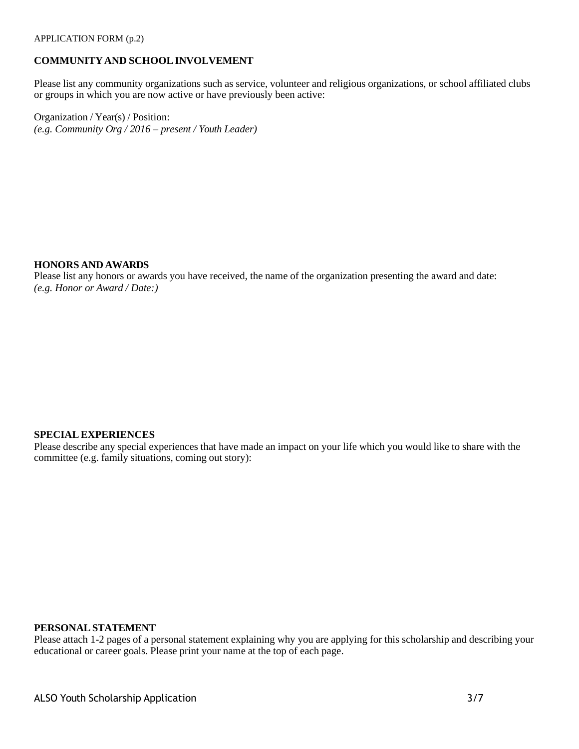APPLICATION FORM (p.2)

## COMMUNITY AND SCHOOL INVOLVEMENT

Please list any community organizations such as service, volunteer and religious organizations, or school affiliated clubs or groups in which you are now active or have previously been active:

Organization / Year(s) / Position:
*(e.g. Community Org / 2016 – present / Youth Leader)*

## HONORS AND AWARDS

Please list any honors or awards you have received, the name of the organization presenting the award and date:
*(e.g. Honor or Award / Date:)*

## SPECIAL EXPERIENCES

Please describe any special experiences that have made an impact on your life which you would like to share with the committee (e.g. family situations, coming out story):

## PERSONAL STATEMENT

Please attach 1-2 pages of a personal statement explaining why you are applying for this scholarship and describing your educational or career goals. Please print your name at the top of each page.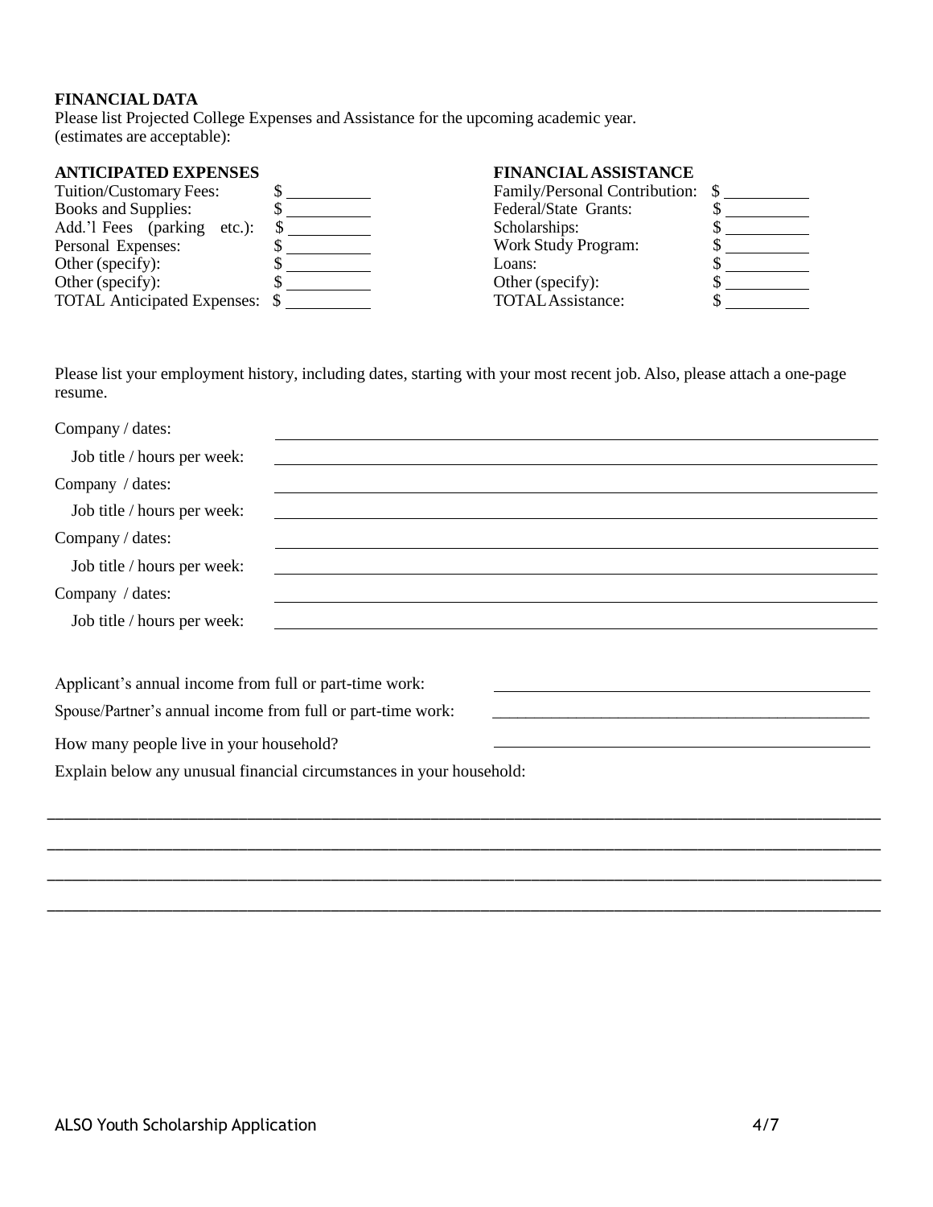**FINANCIAL DATA**

Please list Projected College Expenses and Assistance for the upcoming academic year. (estimates are acceptable):

| ANTICIPATED EXPENSES | | FINANCIAL ASSISTANCE | |
|---|---|---|---|
| Tuition/Customary Fees: | $ ________ | Family/Personal Contribution: | $ ________ |
| Books and Supplies: | $ ________ | Federal/State Grants: | $ ________ |
| Add.'l Fees (parking etc.): | $ ________ | Scholarships: | $ ________ |
| Personal Expenses: | $ ________ | Work Study Program: | $ ________ |
| Other (specify): | $ ________ | Loans: | $ ________ |
| Other (specify): | $ ________ | Other (specify): | $ ________ |
| TOTAL Anticipated Expenses: | $ ________ | TOTAL Assistance: | $ ________ |

Please list your employment history, including dates, starting with your most recent job. Also, please attach a one-page resume.

Company / dates: ______________________________________________

Job title / hours per week: ______________________________________________

Company / dates: ______________________________________________

Job title / hours per week: ______________________________________________

Company / dates: ______________________________________________

Job title / hours per week: ______________________________________________

Company / dates: ______________________________________________

Job title / hours per week: ______________________________________________

Applicant's annual income from full or part-time work: ______________________________________________

Spouse/Partner's annual income from full or part-time work: ______________________________________________

How many people live in your household? ______________________________________________

Explain below any unusual financial circumstances in your household:

______________________________________________________________________________

______________________________________________________________________________

______________________________________________________________________________

______________________________________________________________________________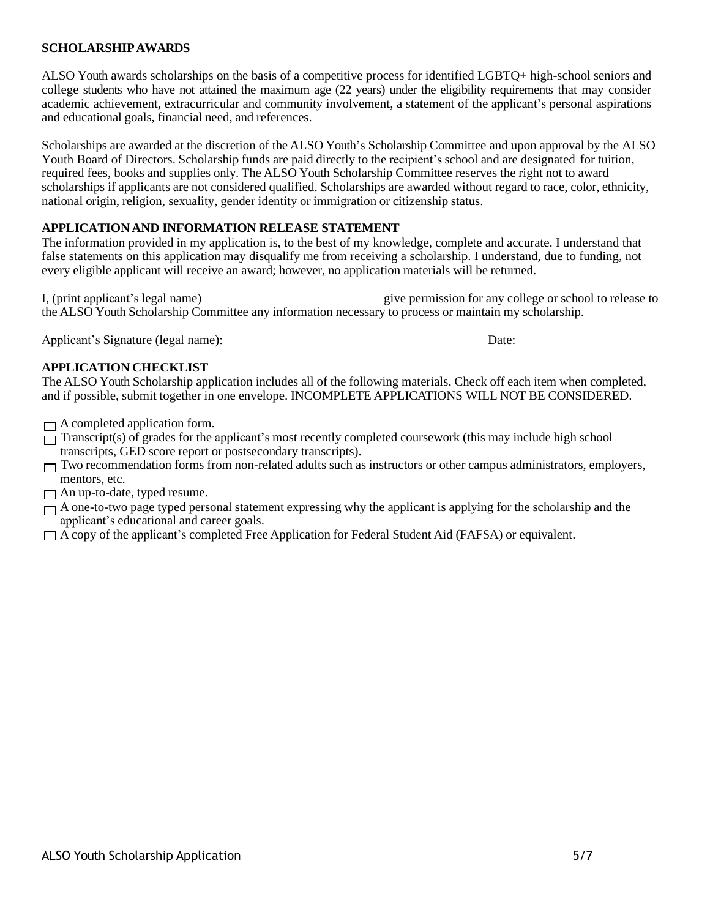## SCHOLARSHIP AWARDS

ALSO Youth awards scholarships on the basis of a competitive process for identified LGBTQ+ high-school seniors and college students who have not attained the maximum age (22 years) under the eligibility requirements that may consider academic achievement, extracurricular and community involvement, a statement of the applicant's personal aspirations and educational goals, financial need, and references.

Scholarships are awarded at the discretion of the ALSO Youth's Scholarship Committee and upon approval by the ALSO Youth Board of Directors. Scholarship funds are paid directly to the recipient's school and are designated for tuition, required fees, books and supplies only. The ALSO Youth Scholarship Committee reserves the right not to award scholarships if applicants are not considered qualified. Scholarships are awarded without regard to race, color, ethnicity, national origin, religion, sexuality, gender identity or immigration or citizenship status.

## APPLICATION AND INFORMATION RELEASE STATEMENT

The information provided in my application is, to the best of my knowledge, complete and accurate. I understand that false statements on this application may disqualify me from receiving a scholarship. I understand, due to funding, not every eligible applicant will receive an award; however, no application materials will be returned.

I, (print applicant's legal name)\_\_\_\_\_\_\_\_\_\_\_\_\_\_\_\_\_\_\_\_\_\_\_\_\_\_\_\_give permission for any college or school to release to the ALSO Youth Scholarship Committee any information necessary to process or maintain my scholarship.

Applicant's Signature (legal name):\_\_\_\_\_\_\_\_\_\_\_\_\_\_\_\_\_\_\_\_\_\_\_\_\_\_\_\_\_\_\_\_\_\_\_\_\_\_\_\_\_\_ Date: \_\_\_\_\_\_\_\_\_\_\_\_\_\_\_\_\_\_\_\_\_\_

## APPLICATION CHECKLIST

The ALSO Youth Scholarship application includes all of the following materials. Check off each item when completed, and if possible, submit together in one envelope. INCOMPLETE APPLICATIONS WILL NOT BE CONSIDERED.

- ☐ A completed application form.
- ☐ Transcript(s) of grades for the applicant's most recently completed coursework (this may include high school transcripts, GED score report or postsecondary transcripts).
- ☐ Two recommendation forms from non-related adults such as instructors or other campus administrators, employers, mentors, etc.
- ☐ An up-to-date, typed resume.
- ☐ A one-to-two page typed personal statement expressing why the applicant is applying for the scholarship and the applicant's educational and career goals.
- ☐ A copy of the applicant's completed Free Application for Federal Student Aid (FAFSA) or equivalent.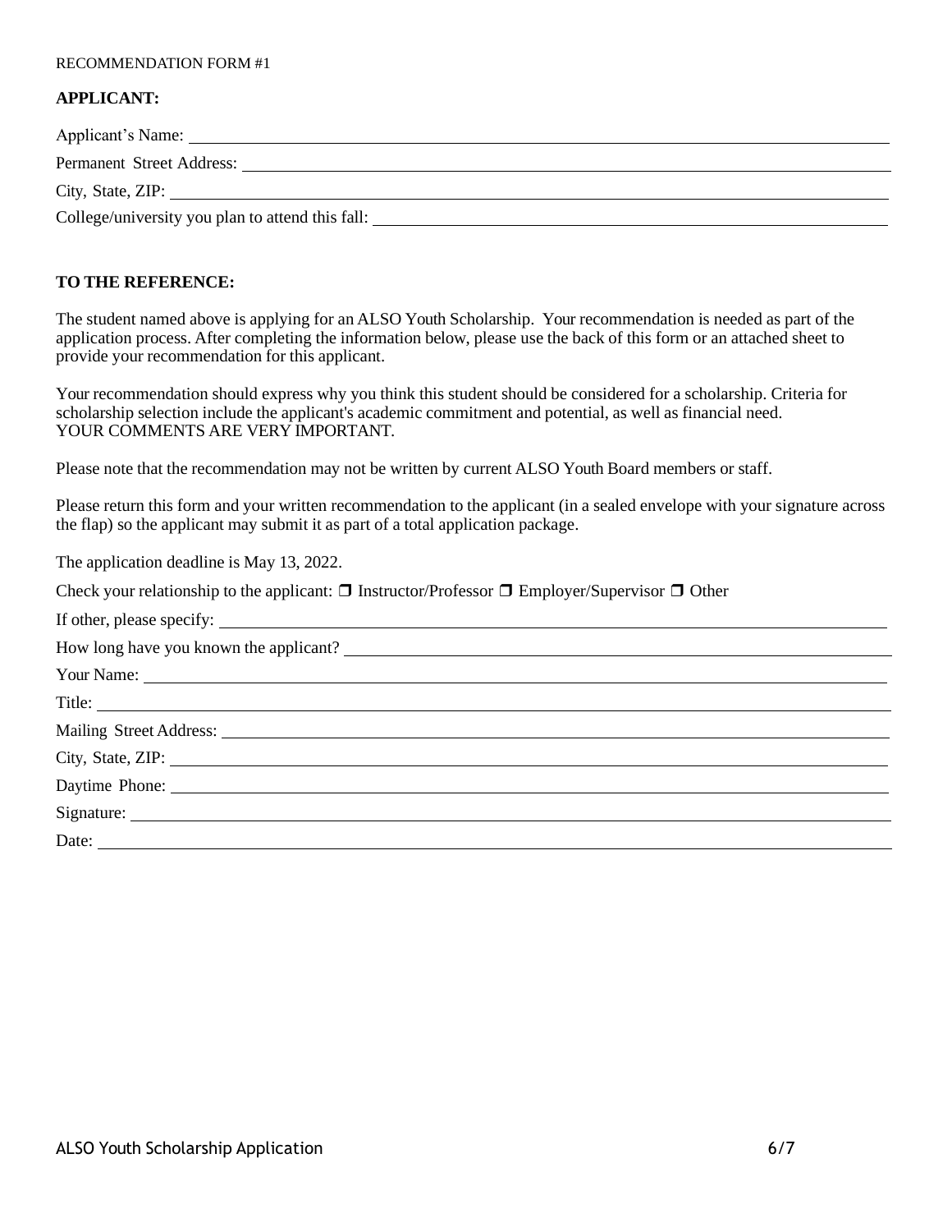RECOMMENDATION FORM #1

**APPLICANT:**

Applicant's Name: \_\_\_\_\_\_\_\_\_\_\_\_\_\_\_\_\_\_\_\_\_\_\_\_\_\_\_\_\_\_

Permanent Street Address: \_\_\_\_\_\_\_\_\_\_\_\_\_\_\_\_\_\_\_\_\_\_\_\_\_\_\_\_\_\_

City, State, ZIP: \_\_\_\_\_\_\_\_\_\_\_\_\_\_\_\_\_\_\_\_\_\_\_\_\_\_\_\_\_\_

College/university you plan to attend this fall: \_\_\_\_\_\_\_\_\_\_\_\_\_\_\_\_\_\_\_\_\_\_\_\_\_\_\_\_\_\_

**TO THE REFERENCE:**

The student named above is applying for an ALSO Youth Scholarship. Your recommendation is needed as part of the application process. After completing the information below, please use the back of this form or an attached sheet to provide your recommendation for this applicant.

Your recommendation should express why you think this student should be considered for a scholarship. Criteria for scholarship selection include the applicant's academic commitment and potential, as well as financial need. YOUR COMMENTS ARE VERY IMPORTANT.

Please note that the recommendation may not be written by current ALSO Youth Board members or staff.

Please return this form and your written recommendation to the applicant (in a sealed envelope with your signature across the flap) so the applicant may submit it as part of a total application package.

The application deadline is May 13, 2022.

Check your relationship to the applicant: ❐ Instructor/Professor ❐ Employer/Supervisor ❐ Other

If other, please specify: \_\_\_\_\_\_\_\_\_\_\_\_\_\_\_\_\_\_\_\_\_\_\_\_\_\_\_\_\_\_

How long have you known the applicant? \_\_\_\_\_\_\_\_\_\_\_\_\_\_\_\_\_\_\_\_\_\_\_\_\_\_\_\_\_\_

Your Name: \_\_\_\_\_\_\_\_\_\_\_\_\_\_\_\_\_\_\_\_\_\_\_\_\_\_\_\_\_\_

Title: \_\_\_\_\_\_\_\_\_\_\_\_\_\_\_\_\_\_\_\_\_\_\_\_\_\_\_\_\_\_

Mailing Street Address: \_\_\_\_\_\_\_\_\_\_\_\_\_\_\_\_\_\_\_\_\_\_\_\_\_\_\_\_\_\_

City, State, ZIP: \_\_\_\_\_\_\_\_\_\_\_\_\_\_\_\_\_\_\_\_\_\_\_\_\_\_\_\_\_\_

Daytime Phone: \_\_\_\_\_\_\_\_\_\_\_\_\_\_\_\_\_\_\_\_\_\_\_\_\_\_\_\_\_\_

Signature: \_\_\_\_\_\_\_\_\_\_\_\_\_\_\_\_\_\_\_\_\_\_\_\_\_\_\_\_\_\_

Date: \_\_\_\_\_\_\_\_\_\_\_\_\_\_\_\_\_\_\_\_\_\_\_\_\_\_\_\_\_\_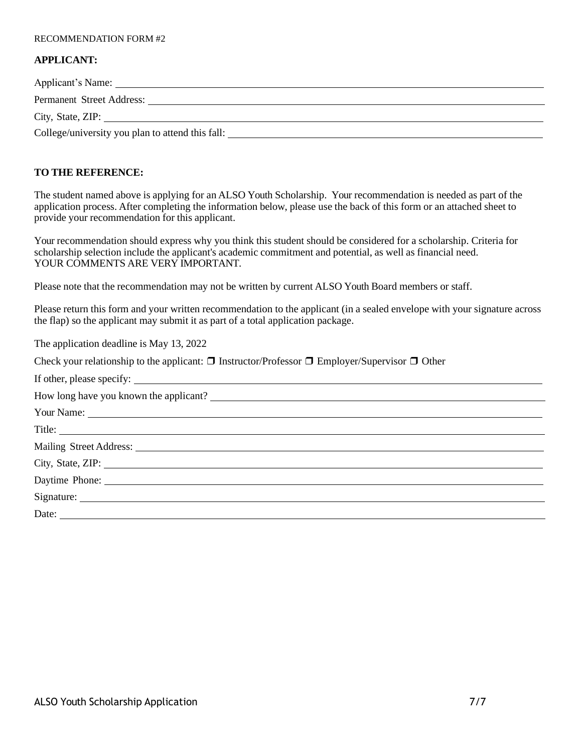RECOMMENDATION FORM #2

**APPLICANT:**

Applicant's Name: \_\_\_\_\_\_\_\_\_\_\_\_\_\_\_\_\_\_\_\_\_\_\_\_\_\_\_\_\_\_\_\_\_\_\_\_\_\_\_\_

Permanent Street Address: \_\_\_\_\_\_\_\_\_\_\_\_\_\_\_\_\_\_\_\_\_\_\_\_\_\_\_\_\_\_\_\_\_\_\_\_\_\_\_\_

City, State, ZIP: \_\_\_\_\_\_\_\_\_\_\_\_\_\_\_\_\_\_\_\_\_\_\_\_\_\_\_\_\_\_\_\_\_\_\_\_\_\_\_\_

College/university you plan to attend this fall: \_\_\_\_\_\_\_\_\_\_\_\_\_\_\_\_\_\_\_\_\_\_\_\_\_\_\_\_\_\_\_\_\_\_\_\_\_\_\_\_

**TO THE REFERENCE:**

The student named above is applying for an ALSO Youth Scholarship. Your recommendation is needed as part of the application process. After completing the information below, please use the back of this form or an attached sheet to provide your recommendation for this applicant.

Your recommendation should express why you think this student should be considered for a scholarship. Criteria for scholarship selection include the applicant's academic commitment and potential, as well as financial need.
YOUR COMMENTS ARE VERY IMPORTANT.

Please note that the recommendation may not be written by current ALSO Youth Board members or staff.

Please return this form and your written recommendation to the applicant (in a sealed envelope with your signature across the flap) so the applicant may submit it as part of a total application package.

The application deadline is May 13, 2022

Check your relationship to the applicant: ❒ Instructor/Professor ❒ Employer/Supervisor ❒ Other

If other, please specify: \_\_\_\_\_\_\_\_\_\_\_\_\_\_\_\_\_\_\_\_\_\_\_\_\_\_\_\_\_\_\_\_\_\_\_\_\_\_\_\_

How long have you known the applicant? \_\_\_\_\_\_\_\_\_\_\_\_\_\_\_\_\_\_\_\_\_\_\_\_\_\_\_\_\_\_\_\_\_\_\_\_\_\_\_\_

Your Name: \_\_\_\_\_\_\_\_\_\_\_\_\_\_\_\_\_\_\_\_\_\_\_\_\_\_\_\_\_\_\_\_\_\_\_\_\_\_\_\_

Title: \_\_\_\_\_\_\_\_\_\_\_\_\_\_\_\_\_\_\_\_\_\_\_\_\_\_\_\_\_\_\_\_\_\_\_\_\_\_\_\_

Mailing Street Address: \_\_\_\_\_\_\_\_\_\_\_\_\_\_\_\_\_\_\_\_\_\_\_\_\_\_\_\_\_\_\_\_\_\_\_\_\_\_\_\_

City, State, ZIP: \_\_\_\_\_\_\_\_\_\_\_\_\_\_\_\_\_\_\_\_\_\_\_\_\_\_\_\_\_\_\_\_\_\_\_\_\_\_\_\_

Daytime Phone: \_\_\_\_\_\_\_\_\_\_\_\_\_\_\_\_\_\_\_\_\_\_\_\_\_\_\_\_\_\_\_\_\_\_\_\_\_\_\_\_

Signature: \_\_\_\_\_\_\_\_\_\_\_\_\_\_\_\_\_\_\_\_\_\_\_\_\_\_\_\_\_\_\_\_\_\_\_\_\_\_\_\_

Date: \_\_\_\_\_\_\_\_\_\_\_\_\_\_\_\_\_\_\_\_\_\_\_\_\_\_\_\_\_\_\_\_\_\_\_\_\_\_\_\_